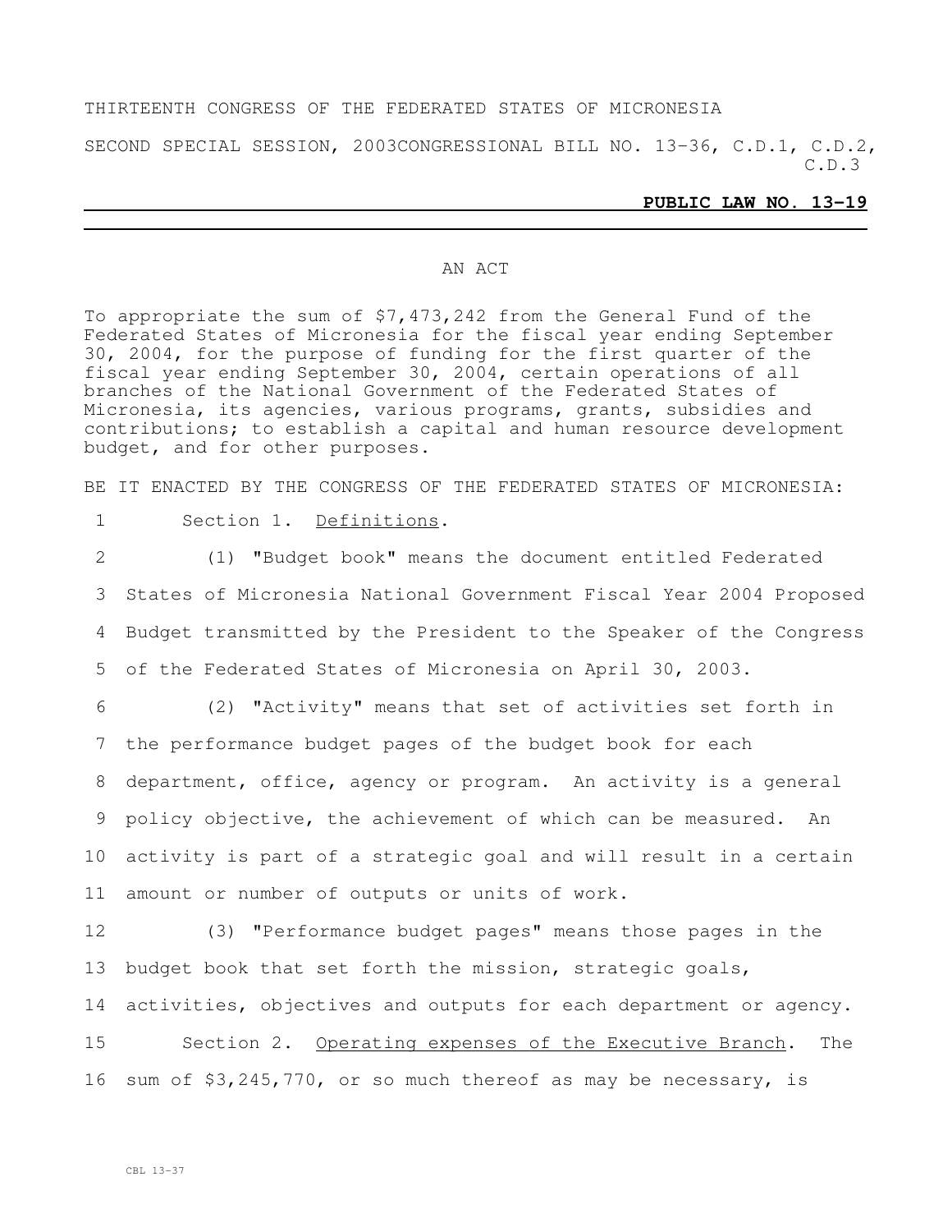THIRTEENTH CONGRESS OF THE FEDERATED STATES OF MICRONESIA

SECOND SPECIAL SESSION, 2003 CONGRESSIONAL BILL NO. 13-36, C.D.1, C.D.2, C.D.3

**PUBLIC LAW NO. 13-19**

AN ACT

To appropriate the sum of $7,473,242 from the General Fund of the Federated States of Micronesia for the fiscal year ending September 30, 2004, for the purpose of funding for the first quarter of the fiscal year ending September 30, 2004, certain operations of all branches of the National Government of the Federated States of Micronesia, its agencies, various programs, grants, subsidies and contributions; to establish a capital and human resource development budget, and for other purposes.

BE IT ENACTED BY THE CONGRESS OF THE FEDERATED STATES OF MICRONESIA:

1 Section 1. Definitions.

2 (1) "Budget book" means the document entitled Federated
3 States of Micronesia National Government Fiscal Year 2004 Proposed
4 Budget transmitted by the President to the Speaker of the Congress
5 of the Federated States of Micronesia on April 30, 2003.

6 (2) "Activity" means that set of activities set forth in
7 the performance budget pages of the budget book for each
8 department, office, agency or program. An activity is a general
9 policy objective, the achievement of which can be measured. An
10 activity is part of a strategic goal and will result in a certain
11 amount or number of outputs or units of work.

12 (3) "Performance budget pages" means those pages in the
13 budget book that set forth the mission, strategic goals,
14 activities, objectives and outputs for each department or agency.

15 Section 2. Operating expenses of the Executive Branch. The
16 sum of $3,245,770, or so much thereof as may be necessary, is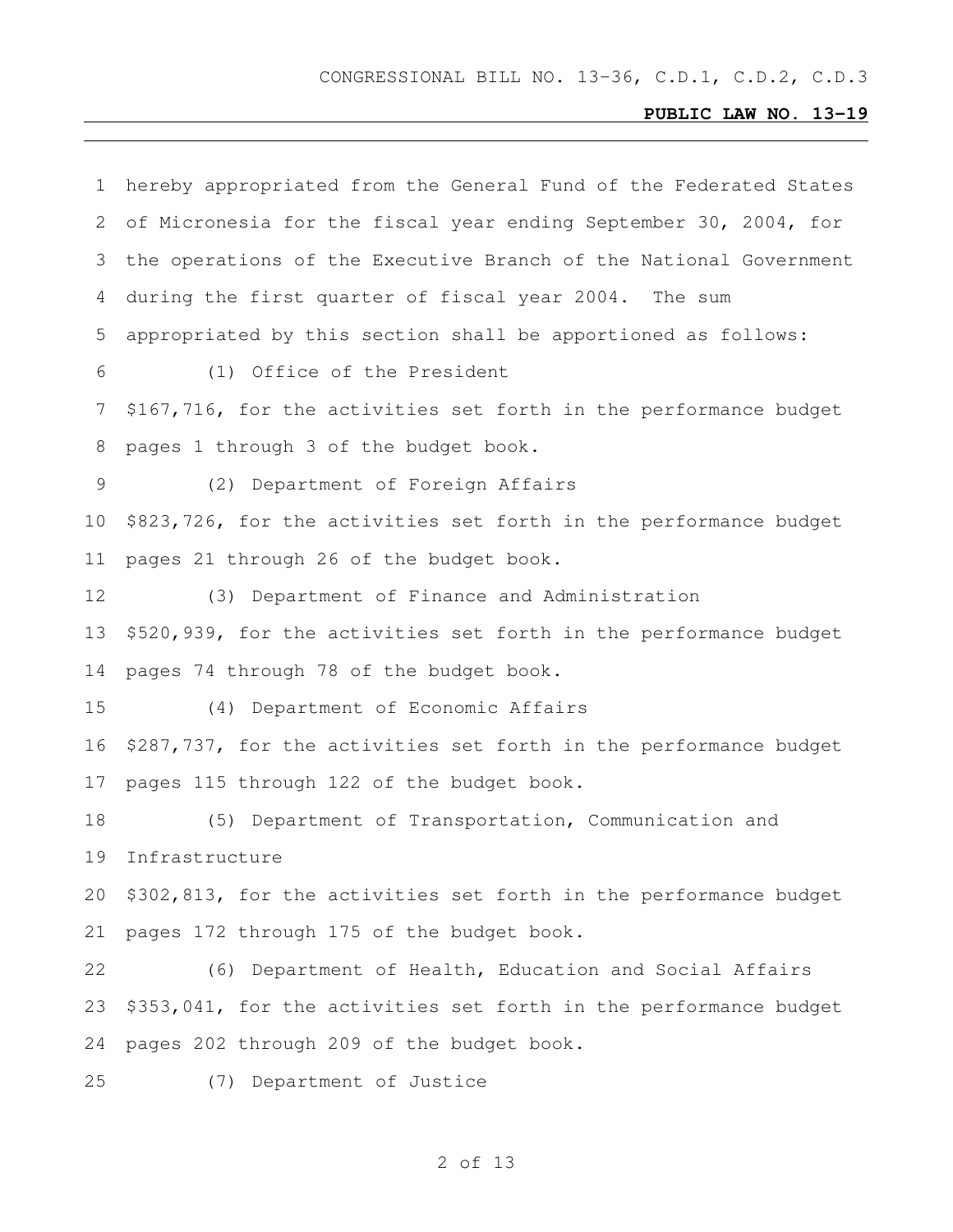hereby appropriated from the General Fund of the Federated States of Micronesia for the fiscal year ending September 30, 2004, for the operations of the Executive Branch of the National Government during the first quarter of fiscal year 2004. The sum appropriated by this section shall be apportioned as follows:

(1) Office of the President

$167,716, for the activities set forth in the performance budget pages 1 through 3 of the budget book.

(2) Department of Foreign Affairs

$823,726, for the activities set forth in the performance budget pages 21 through 26 of the budget book.

(3) Department of Finance and Administration

$520,939, for the activities set forth in the performance budget pages 74 through 78 of the budget book.

(4) Department of Economic Affairs

$287,737, for the activities set forth in the performance budget pages 115 through 122 of the budget book.

(5) Department of Transportation, Communication and Infrastructure

$302,813, for the activities set forth in the performance budget pages 172 through 175 of the budget book.

(6) Department of Health, Education and Social Affairs

$353,041, for the activities set forth in the performance budget pages 202 through 209 of the budget book.

(7) Department of Justice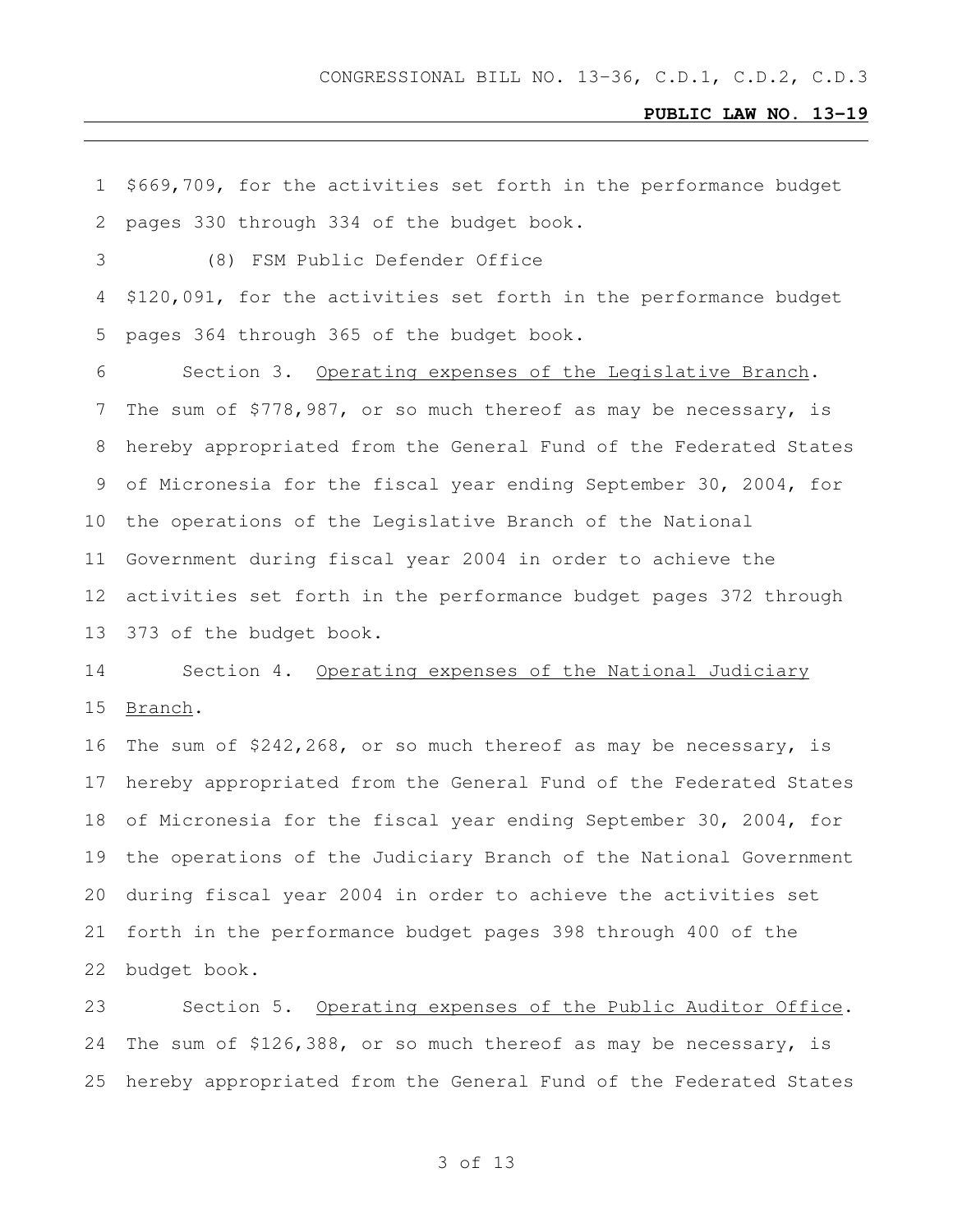$669,709, for the activities set forth in the performance budget pages 330 through 334 of the budget book.

(8) FSM Public Defender Office

$120,091, for the activities set forth in the performance budget pages 364 through 365 of the budget book.

Section 3. Operating expenses of the Legislative Branch. The sum of $778,987, or so much thereof as may be necessary, is hereby appropriated from the General Fund of the Federated States of Micronesia for the fiscal year ending September 30, 2004, for the operations of the Legislative Branch of the National Government during fiscal year 2004 in order to achieve the activities set forth in the performance budget pages 372 through 373 of the budget book.

Section 4. Operating expenses of the National Judiciary Branch.

The sum of $242,268, or so much thereof as may be necessary, is hereby appropriated from the General Fund of the Federated States of Micronesia for the fiscal year ending September 30, 2004, for the operations of the Judiciary Branch of the National Government during fiscal year 2004 in order to achieve the activities set forth in the performance budget pages 398 through 400 of the budget book.

Section 5. Operating expenses of the Public Auditor Office. The sum of $126,388, or so much thereof as may be necessary, is hereby appropriated from the General Fund of the Federated States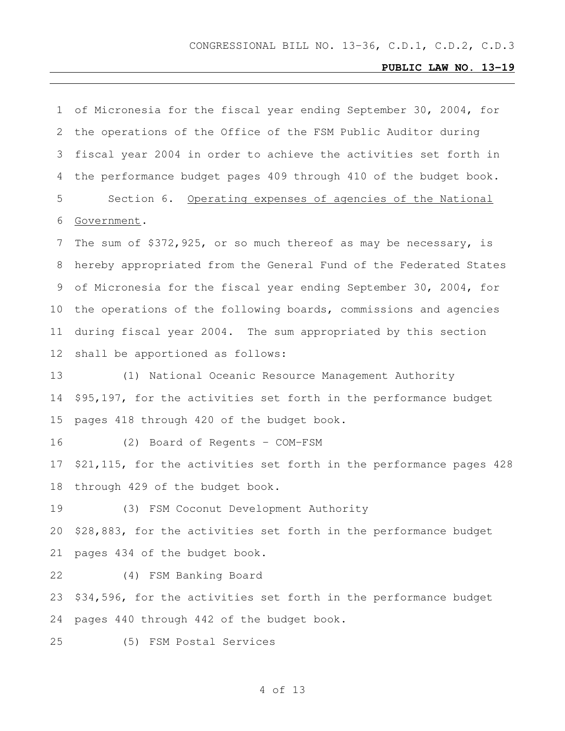of Micronesia for the fiscal year ending September 30, 2004, for the operations of the Office of the FSM Public Auditor during fiscal year 2004 in order to achieve the activities set forth in the performance budget pages 409 through 410 of the budget book.

Section 6. Operating expenses of agencies of the National Government.

The sum of $372,925, or so much thereof as may be necessary, is hereby appropriated from the General Fund of the Federated States of Micronesia for the fiscal year ending September 30, 2004, for the operations of the following boards, commissions and agencies during fiscal year 2004. The sum appropriated by this section shall be apportioned as follows:

(1) National Oceanic Resource Management Authority
$95,197, for the activities set forth in the performance budget pages 418 through 420 of the budget book.

(2) Board of Regents - COM-FSM
$21,115, for the activities set forth in the performance pages 428 through 429 of the budget book.

(3) FSM Coconut Development Authority
$28,883, for the activities set forth in the performance budget pages 434 of the budget book.

(4) FSM Banking Board
$34,596, for the activities set forth in the performance budget pages 440 through 442 of the budget book.

(5) FSM Postal Services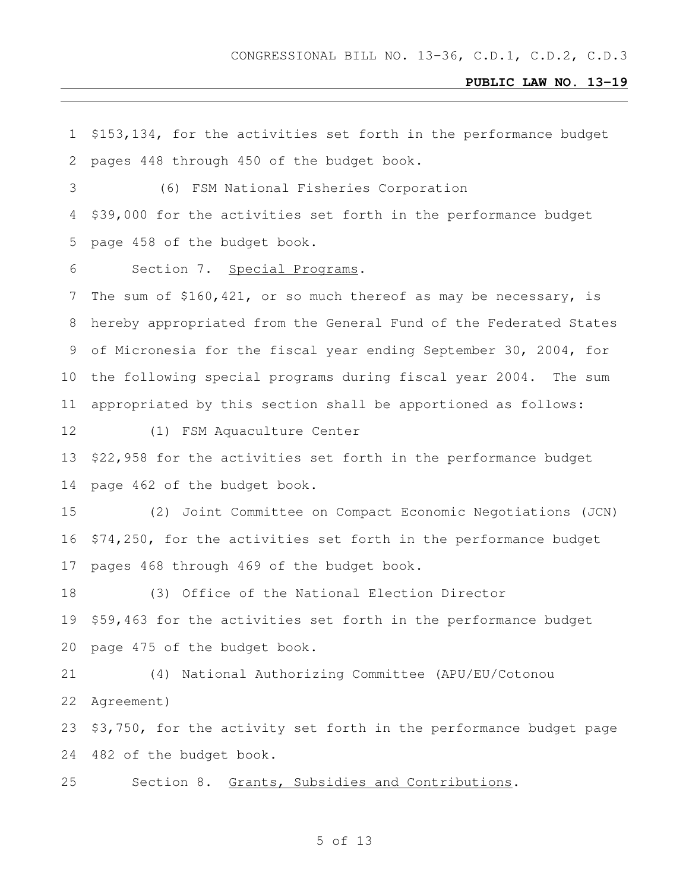$153,134, for the activities set forth in the performance budget pages 448 through 450 of the budget book.

(6) FSM National Fisheries Corporation

$39,000 for the activities set forth in the performance budget page 458 of the budget book.

Section 7. Special Programs.

The sum of $160,421, or so much thereof as may be necessary, is hereby appropriated from the General Fund of the Federated States of Micronesia for the fiscal year ending September 30, 2004, for the following special programs during fiscal year 2004. The sum appropriated by this section shall be apportioned as follows:

(1) FSM Aquaculture Center

$22,958 for the activities set forth in the performance budget page 462 of the budget book.

(2) Joint Committee on Compact Economic Negotiations (JCN)

$74,250, for the activities set forth in the performance budget pages 468 through 469 of the budget book.

(3) Office of the National Election Director

$59,463 for the activities set forth in the performance budget page 475 of the budget book.

(4) National Authorizing Committee (APU/EU/Cotonou Agreement)

$3,750, for the activity set forth in the performance budget page 482 of the budget book.

Section 8. Grants, Subsidies and Contributions.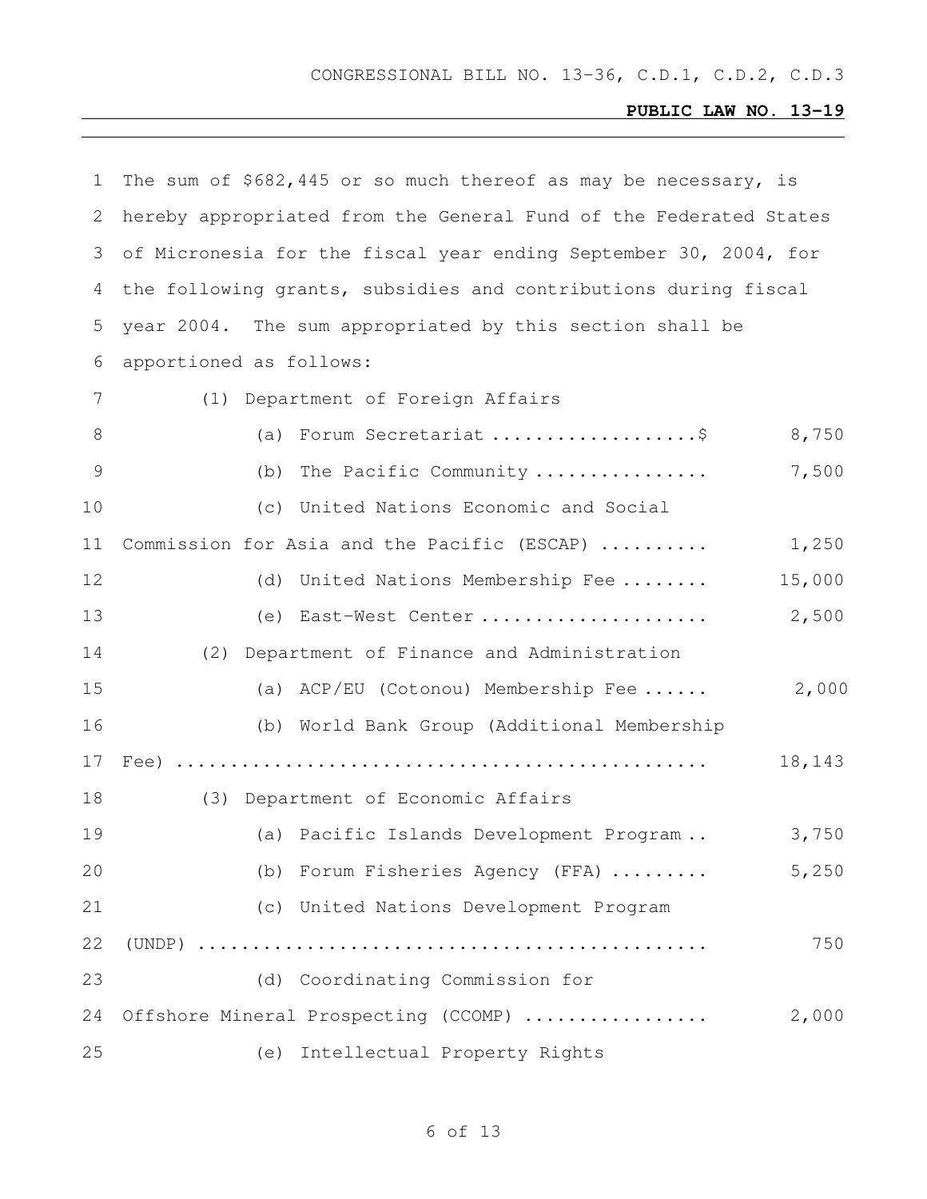The sum of $682,445 or so much thereof as may be necessary, is hereby appropriated from the General Fund of the Federated States of Micronesia for the fiscal year ending September 30, 2004, for the following grants, subsidies and contributions during fiscal year 2004. The sum appropriated by this section shall be apportioned as follows:

(1) Department of Foreign Affairs

| | |
|---|---:|
| (a) Forum Secretariat ...................$ | 8,750 |
| (b) The Pacific Community ................ | 7,500 |
| (c) United Nations Economic and Social Commission for Asia and the Pacific (ESCAP) .......... | 1,250 |
| (d) United Nations Membership Fee ........ | 15,000 |
| (e) East-West Center ..................... | 2,500 |

(2) Department of Finance and Administration

| | |
|---|---:|
| (a) ACP/EU (Cotonou) Membership Fee ...... | 2,000 |
| (b) World Bank Group (Additional Membership Fee) ............................................ | 18,143 |

(3) Department of Economic Affairs

| | |
|---|---:|
| (a) Pacific Islands Development Program .. | 3,750 |
| (b) Forum Fisheries Agency (FFA) ......... | 5,250 |
| (c) United Nations Development Program (UNDP) ............................................ | 750 |
| (d) Coordinating Commission for Offshore Mineral Prospecting (CCOMP) ................. | 2,000 |

(e) Intellectual Property Rights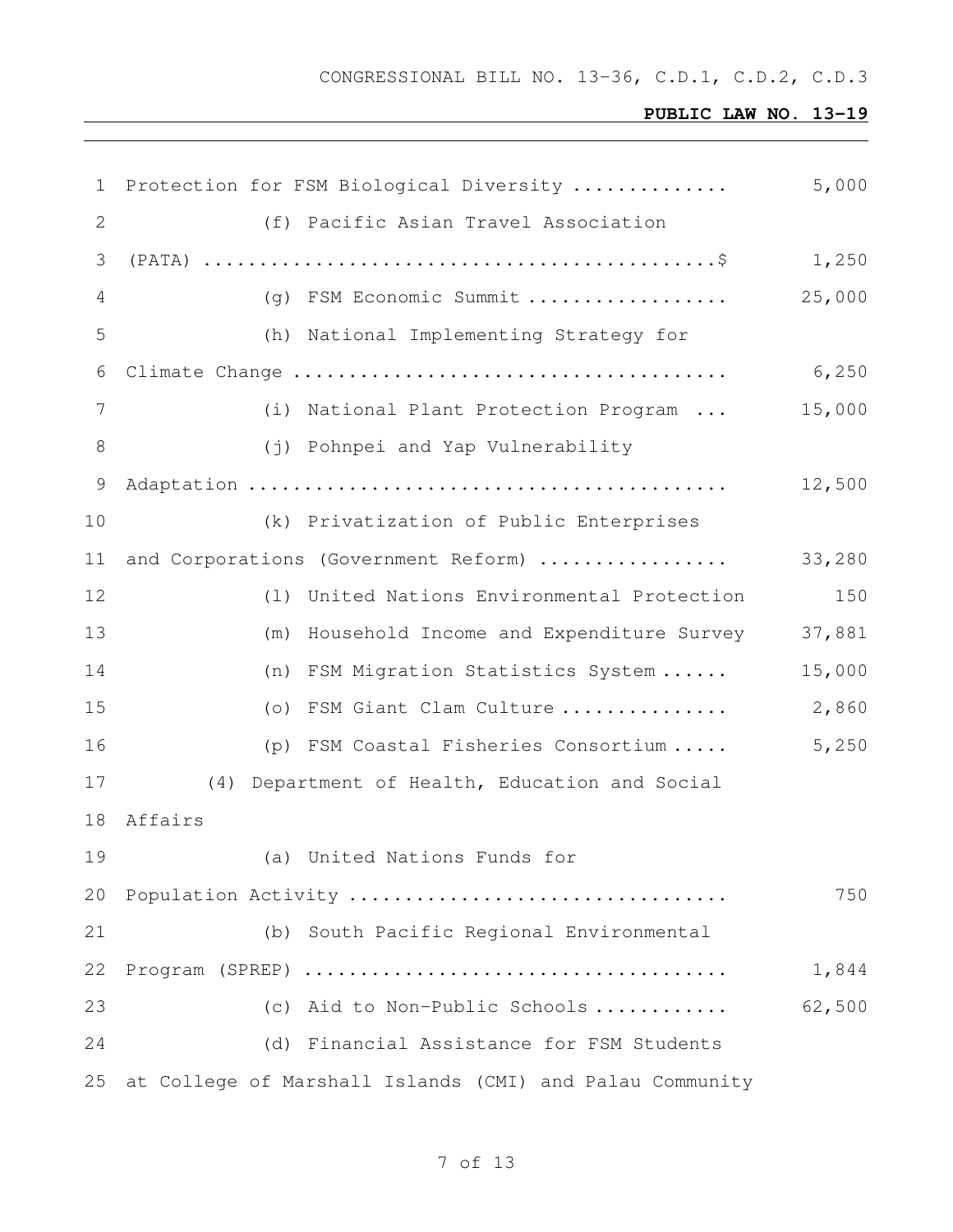Protection for FSM Biological Diversity ............. 5,000

(f) Pacific Asian Travel Association (PATA) ............................................$ 1,250

(g) FSM Economic Summit .................. 25,000

(h) National Implementing Strategy for Climate Change ...................................... 6,250

(i) National Plant Protection Program ... 15,000

(j) Pohnpei and Yap Vulnerability Adaptation ........................................... 12,500

(k) Privatization of Public Enterprises and Corporations (Government Reform) ................ 33,280

(l) United Nations Environmental Protection 150

(m) Household Income and Expenditure Survey 37,881

(n) FSM Migration Statistics System ...... 15,000

(o) FSM Giant Clam Culture ............... 2,860

(p) FSM Coastal Fisheries Consortium ..... 5,250

(4) Department of Health, Education and Social Affairs

(a) United Nations Funds for Population Activity .................................. 750

(b) South Pacific Regional Environmental Program (SPREP) ..................................... 1,844

(c) Aid to Non-Public Schools ........... 62,500

(d) Financial Assistance for FSM Students at College of Marshall Islands (CMI) and Palau Community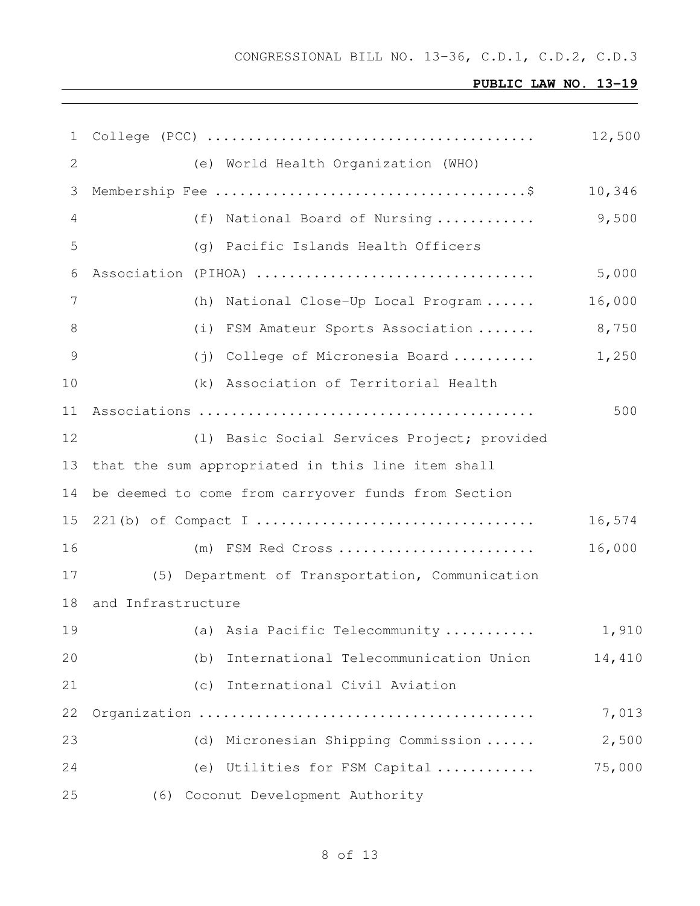College (PCC) ........................................ 12,500

(e) World Health Organization (WHO) Membership Fee ......................................$ 10,346

(f) National Board of Nursing ............ 9,500

(g) Pacific Islands Health Officers Association (PIHOA) ................................. 5,000

(h) National Close-Up Local Program ...... 16,000

(i) FSM Amateur Sports Association ....... 8,750

(j) College of Micronesia Board .......... 1,250

(k) Association of Territorial Health Associations ......................................... 500

(l) Basic Social Services Project; provided that the sum appropriated in this line item shall be deemed to come from carryover funds from Section 221(b) of Compact I ................................. 16,574

(m) FSM Red Cross ........................ 16,000

(5) Department of Transportation, Communication and Infrastructure

(a) Asia Pacific Telecommunity ........... 1,910

(b) International Telecommunication Union 14,410

(c) International Civil Aviation Organization ......................................... 7,013

(d) Micronesian Shipping Commission ...... 2,500

(e) Utilities for FSM Capital ............ 75,000

(6) Coconut Development Authority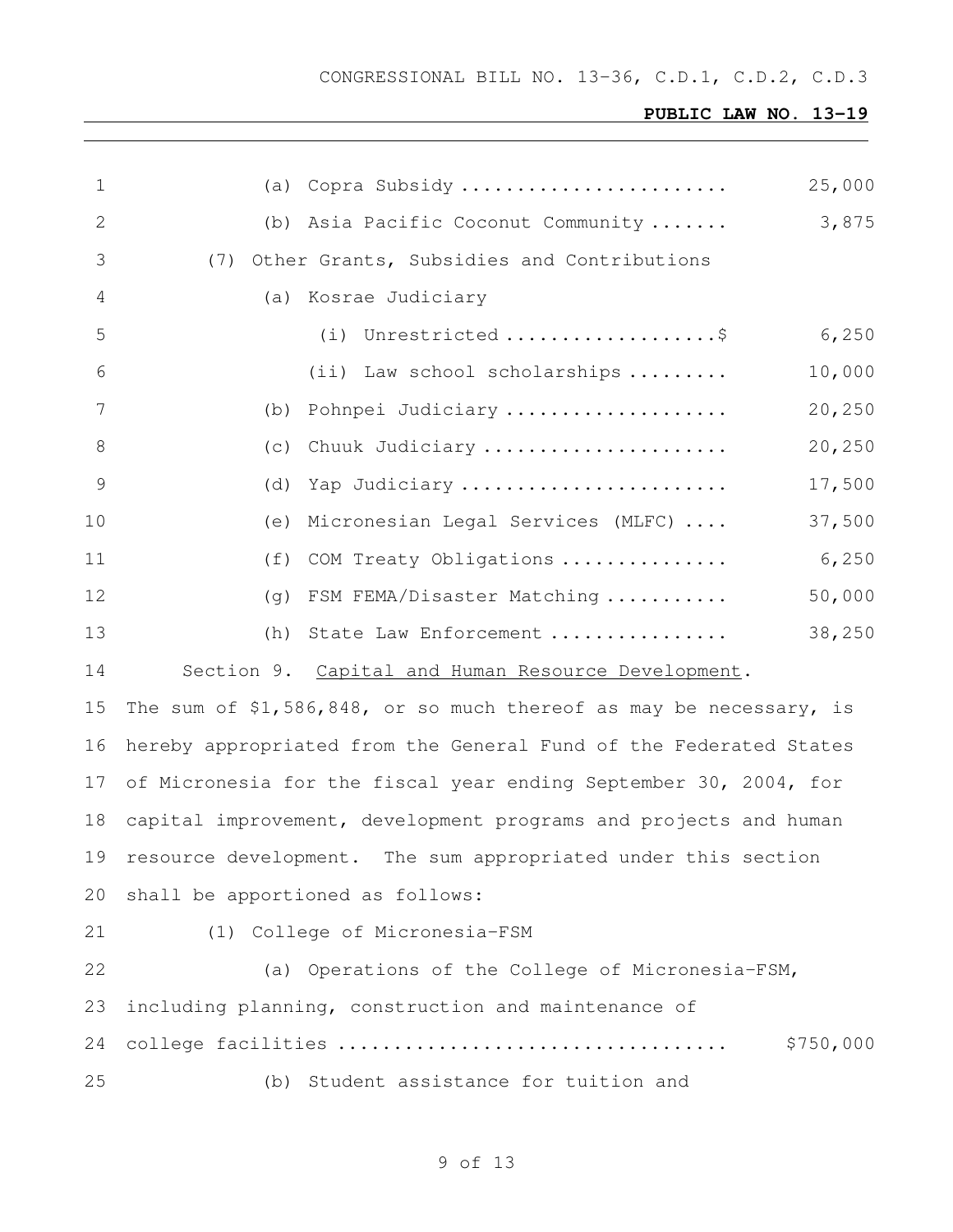(a) Copra Subsidy ........................ 25,000

(b) Asia Pacific Coconut Community ....... 3,875

(7) Other Grants, Subsidies and Contributions

(a) Kosrae Judiciary

(i) Unrestricted ...................$ 6,250

(ii) Law school scholarships ......... 10,000

(b) Pohnpei Judiciary .................... 20,250

(c) Chuuk Judiciary ...................... 20,250

(d) Yap Judiciary ........................ 17,500

(e) Micronesian Legal Services (MLFC) .... 37,500

(f) COM Treaty Obligations ............... 6,250

(g) FSM FEMA/Disaster Matching ........... 50,000

(h) State Law Enforcement ................ 38,250

Section 9. Capital and Human Resource Development. The sum of $1,586,848, or so much thereof as may be necessary, is hereby appropriated from the General Fund of the Federated States of Micronesia for the fiscal year ending September 30, 2004, for capital improvement, development programs and projects and human resource development. The sum appropriated under this section shall be apportioned as follows:

(1) College of Micronesia-FSM

(a) Operations of the College of Micronesia-FSM, including planning, construction and maintenance of college facilities .................................. $750,000

(b) Student assistance for tuition and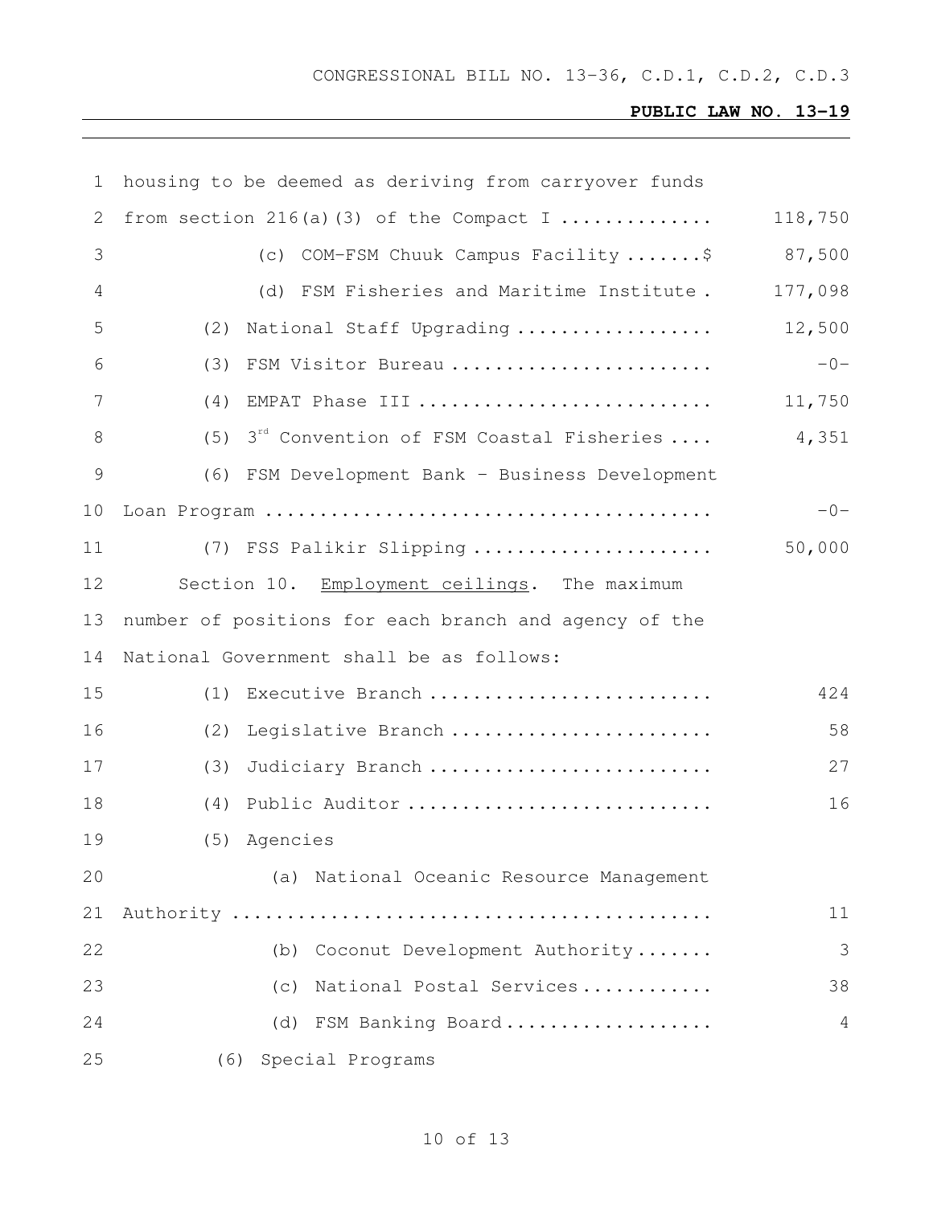housing to be deemed as deriving from carryover funds from section 216(a)(3) of the Compact I ............. 118,750

(c) COM-FSM Chuuk Campus Facility .......$ 87,500

(d) FSM Fisheries and Maritime Institute . 177,098

(2) National Staff Upgrading .................. 12,500

(3) FSM Visitor Bureau ........................ -0-

(4) EMPAT Phase III ........................... 11,750

(5) 3rd Convention of FSM Coastal Fisheries .... 4,351

(6) FSM Development Bank - Business Development Loan Program ........................................ -0-

(7) FSS Palikir Slipping ...................... 50,000

Section 10. Employment ceilings. The maximum number of positions for each branch and agency of the National Government shall be as follows:

(1) Executive Branch .......................... 424

(2) Legislative Branch ........................ 58

(3) Judiciary Branch .......................... 27

(4) Public Auditor ............................ 16

(5) Agencies

(a) National Oceanic Resource Management Authority ........................................... 11

(b) Coconut Development Authority ....... 3

(c) National Postal Services ........... 38

(d) FSM Banking Board .................. 4

(6) Special Programs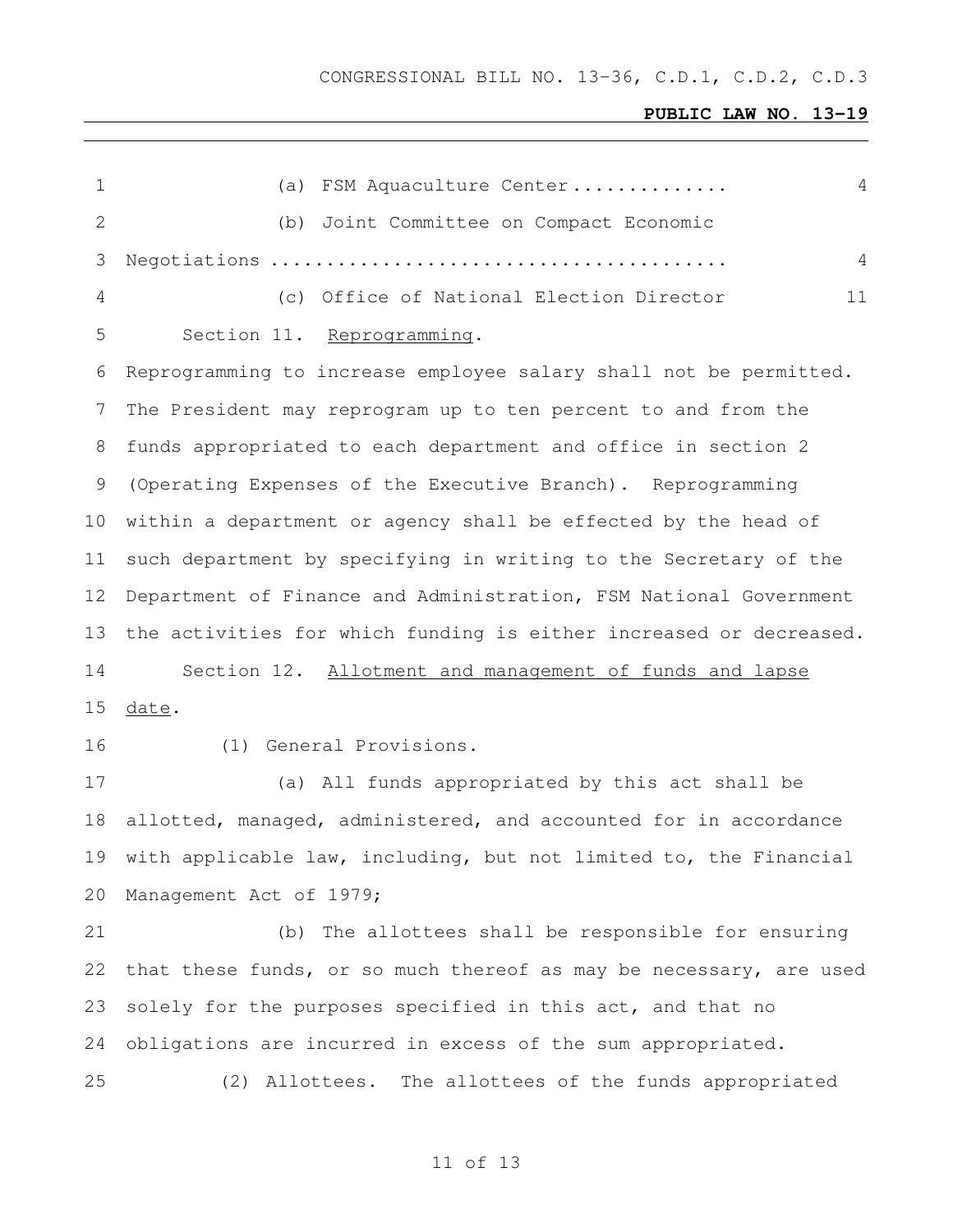(a) FSM Aquaculture Center............. 4

(b) Joint Committee on Compact Economic Negotiations ........................................ 4

(c) Office of National Election Director 11

Section 11. Reprogramming.

Reprogramming to increase employee salary shall not be permitted. The President may reprogram up to ten percent to and from the funds appropriated to each department and office in section 2 (Operating Expenses of the Executive Branch). Reprogramming within a department or agency shall be effected by the head of such department by specifying in writing to the Secretary of the Department of Finance and Administration, FSM National Government the activities for which funding is either increased or decreased.

Section 12. Allotment and management of funds and lapse date.

(1) General Provisions.

(a) All funds appropriated by this act shall be allotted, managed, administered, and accounted for in accordance with applicable law, including, but not limited to, the Financial Management Act of 1979;

(b) The allottees shall be responsible for ensuring that these funds, or so much thereof as may be necessary, are used solely for the purposes specified in this act, and that no obligations are incurred in excess of the sum appropriated.

(2) Allottees. The allottees of the funds appropriated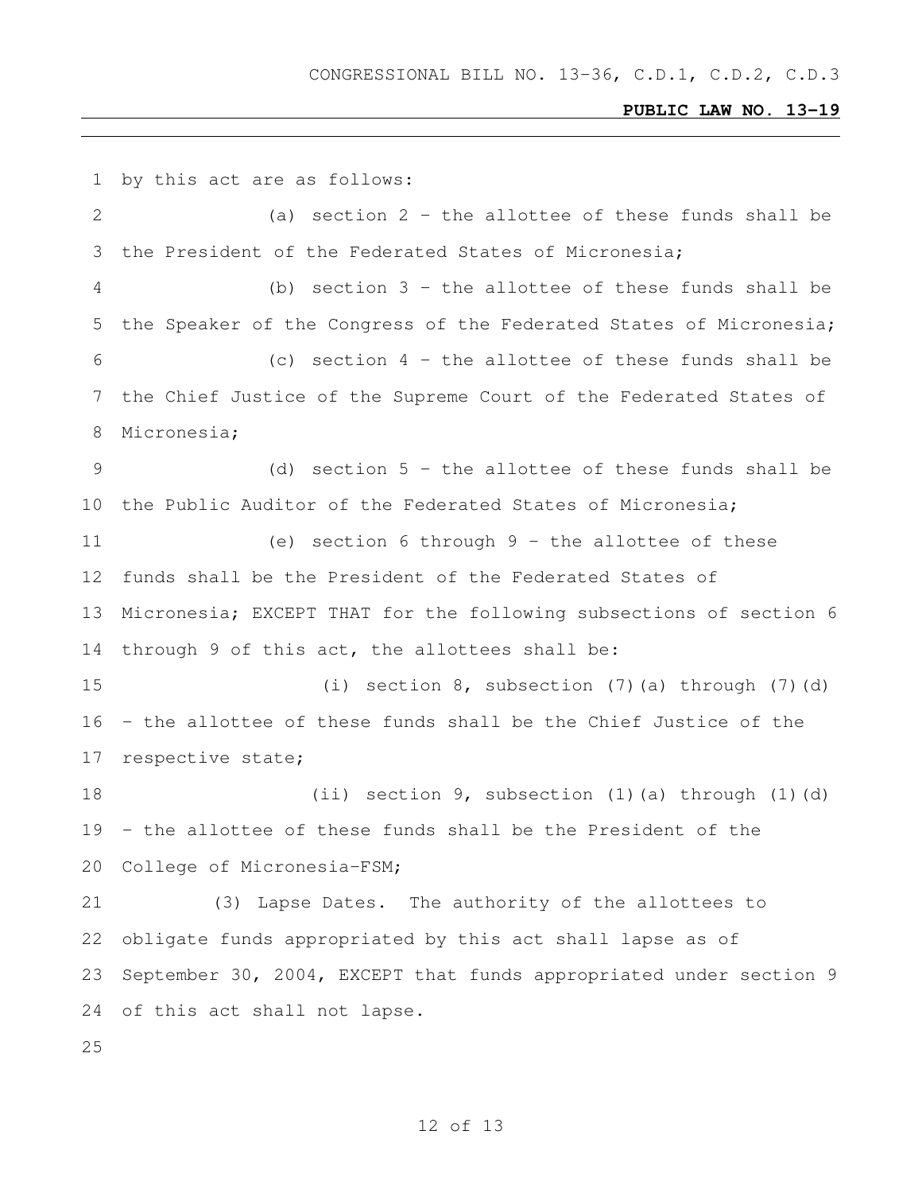by this act are as follows:

(a) section 2 – the allottee of these funds shall be the President of the Federated States of Micronesia;

(b) section 3 – the allottee of these funds shall be the Speaker of the Congress of the Federated States of Micronesia;

(c) section 4 – the allottee of these funds shall be the Chief Justice of the Supreme Court of the Federated States of Micronesia;

(d) section 5 – the allottee of these funds shall be the Public Auditor of the Federated States of Micronesia;

(e) section 6 through 9 – the allottee of these funds shall be the President of the Federated States of Micronesia; EXCEPT THAT for the following subsections of section 6 through 9 of this act, the allottees shall be:

(i) section 8, subsection (7)(a) through (7)(d) – the allottee of these funds shall be the Chief Justice of the respective state;

(ii) section 9, subsection (1)(a) through (1)(d) – the allottee of these funds shall be the President of the College of Micronesia-FSM;

(3) Lapse Dates. The authority of the allottees to obligate funds appropriated by this act shall lapse as of September 30, 2004, EXCEPT that funds appropriated under section 9 of this act shall not lapse.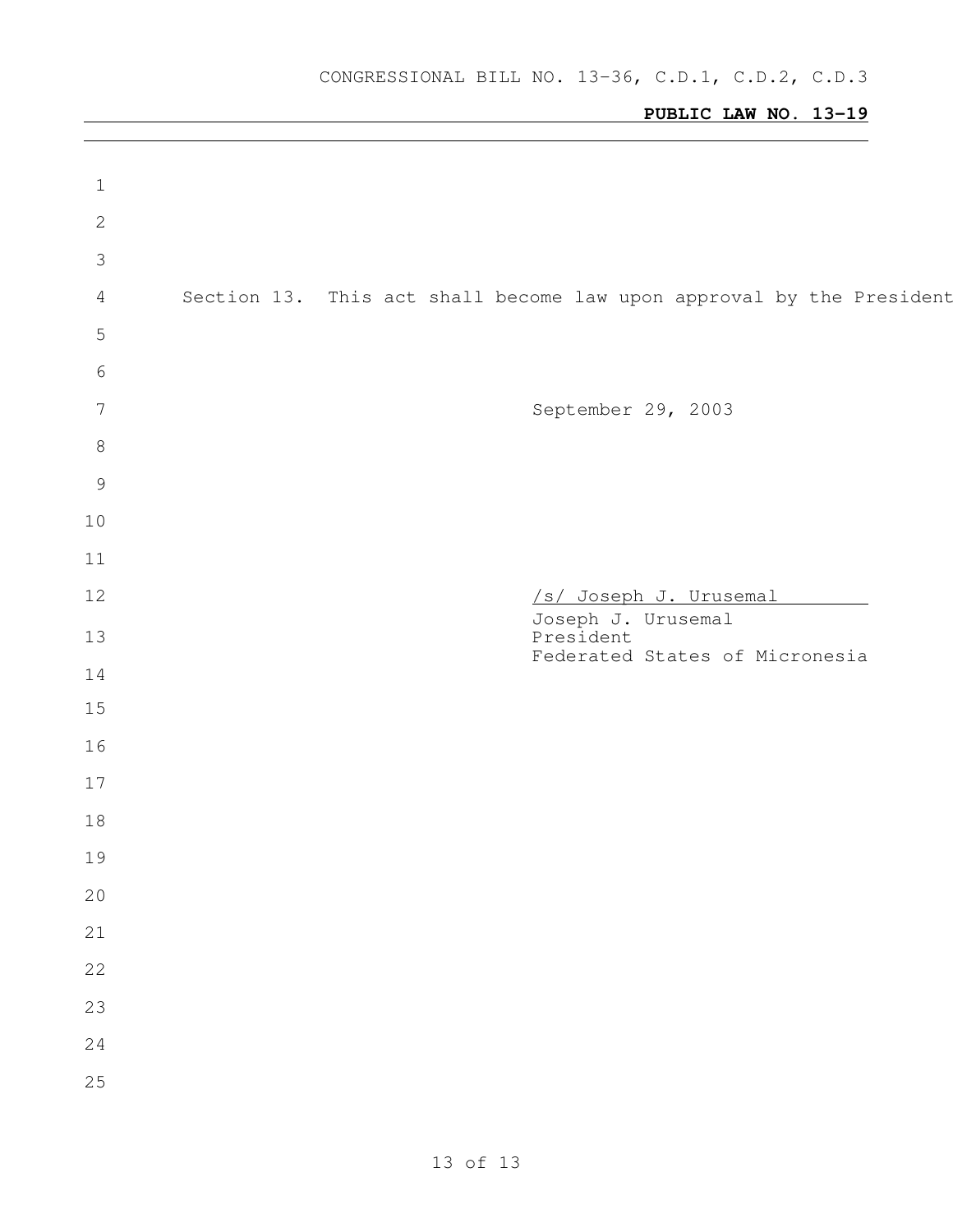CONGRESSIONAL BILL NO. 13-36, C.D.1, C.D.2, C.D.3

**PUBLIC LAW NO. 13-19**

Section 13. This act shall become law upon approval by the President

September 29, 2003

/s/ Joseph J. Urusemal

Joseph J. Urusemal
President
Federated States of Micronesia